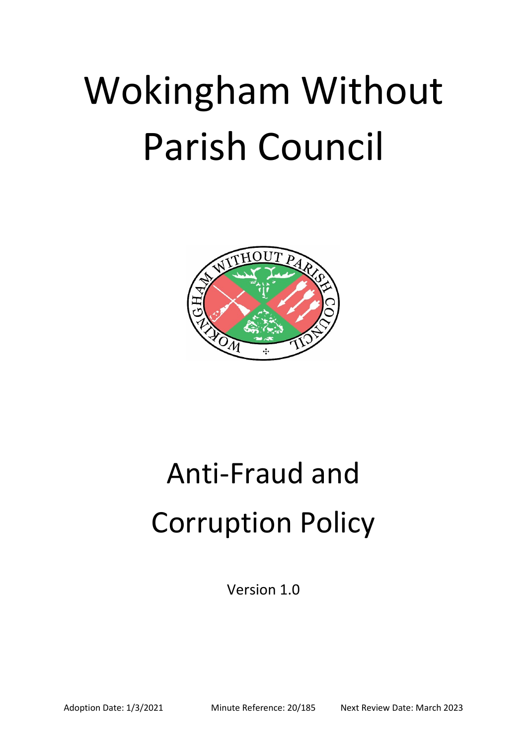# Wokingham Without Parish Council

# Anti-Fraud and Corruption Policy

Version 1.0

Adoption Date: 1/3/2021 Minute Reference: 20/185 Next Review Date: March 2023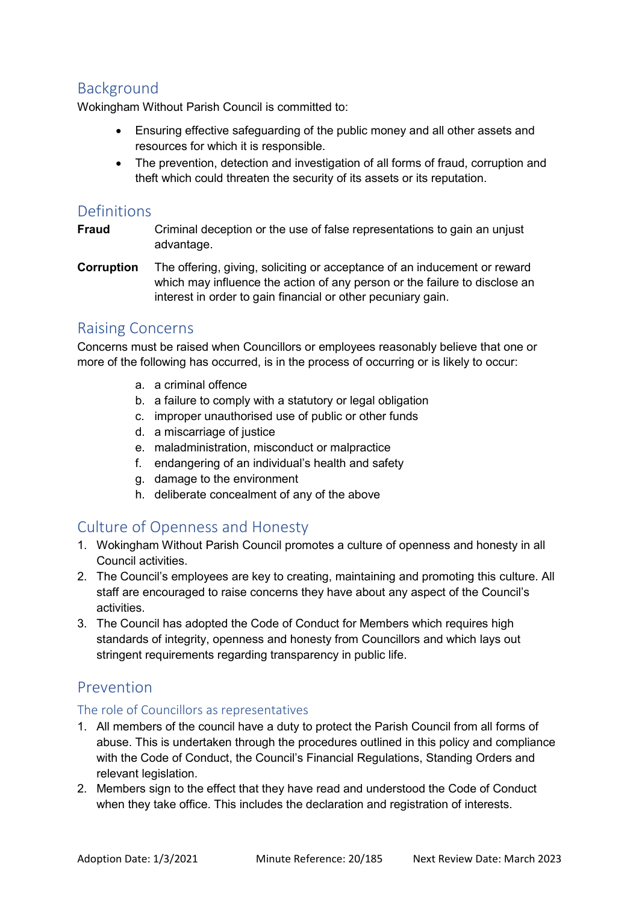## Background

Wokingham Without Parish Council is committed to:

- Ensuring effective safeguarding of the public money and all other assets and resources for which it is responsible.
- The prevention, detection and investigation of all forms of fraud, corruption and theft which could threaten the security of its assets or its reputation.

## Definitions

**Fraud** Criminal deception or the use of false representations to gain an unjust advantage.

**Corruption** The offering, giving, soliciting or acceptance of an inducement or reward which may influence the action of any person or the failure to disclose an interest in order to gain financial or other pecuniary gain.

## Raising Concerns

Concerns must be raised when Councillors or employees reasonably believe that one or more of the following has occurred, is in the process of occurring or is likely to occur:

a. a criminal offence
b. a failure to comply with a statutory or legal obligation
c. improper unauthorised use of public or other funds
d. a miscarriage of justice
e. maladministration, misconduct or malpractice
f. endangering of an individual's health and safety
g. damage to the environment
h. deliberate concealment of any of the above

## Culture of Openness and Honesty

1. Wokingham Without Parish Council promotes a culture of openness and honesty in all Council activities.
2. The Council's employees are key to creating, maintaining and promoting this culture. All staff are encouraged to raise concerns they have about any aspect of the Council's activities.
3. The Council has adopted the Code of Conduct for Members which requires high standards of integrity, openness and honesty from Councillors and which lays out stringent requirements regarding transparency in public life.

## Prevention

### The role of Councillors as representatives

1. All members of the council have a duty to protect the Parish Council from all forms of abuse. This is undertaken through the procedures outlined in this policy and compliance with the Code of Conduct, the Council's Financial Regulations, Standing Orders and relevant legislation.
2. Members sign to the effect that they have read and understood the Code of Conduct when they take office. This includes the declaration and registration of interests.

Adoption Date: 1/3/2021 Minute Reference: 20/185 Next Review Date: March 2023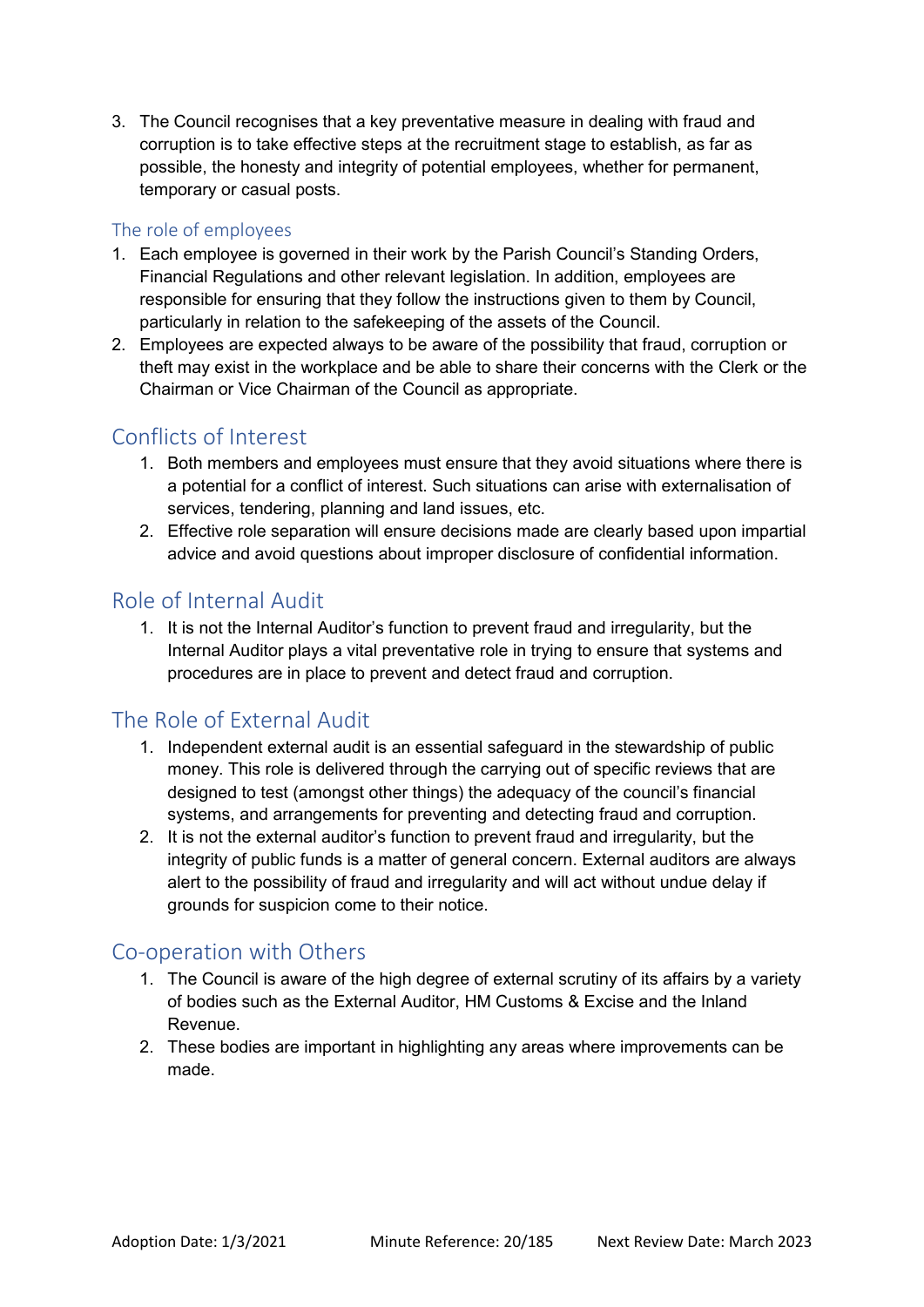3. The Council recognises that a key preventative measure in dealing with fraud and corruption is to take effective steps at the recruitment stage to establish, as far as possible, the honesty and integrity of potential employees, whether for permanent, temporary or casual posts.

### The role of employees

1. Each employee is governed in their work by the Parish Council's Standing Orders, Financial Regulations and other relevant legislation. In addition, employees are responsible for ensuring that they follow the instructions given to them by Council, particularly in relation to the safekeeping of the assets of the Council.
2. Employees are expected always to be aware of the possibility that fraud, corruption or theft may exist in the workplace and be able to share their concerns with the Clerk or the Chairman or Vice Chairman of the Council as appropriate.

## Conflicts of Interest

1. Both members and employees must ensure that they avoid situations where there is a potential for a conflict of interest. Such situations can arise with externalisation of services, tendering, planning and land issues, etc.
2. Effective role separation will ensure decisions made are clearly based upon impartial advice and avoid questions about improper disclosure of confidential information.

## Role of Internal Audit

1. It is not the Internal Auditor's function to prevent fraud and irregularity, but the Internal Auditor plays a vital preventative role in trying to ensure that systems and procedures are in place to prevent and detect fraud and corruption.

## The Role of External Audit

1. Independent external audit is an essential safeguard in the stewardship of public money. This role is delivered through the carrying out of specific reviews that are designed to test (amongst other things) the adequacy of the council's financial systems, and arrangements for preventing and detecting fraud and corruption.
2. It is not the external auditor's function to prevent fraud and irregularity, but the integrity of public funds is a matter of general concern. External auditors are always alert to the possibility of fraud and irregularity and will act without undue delay if grounds for suspicion come to their notice.

## Co-operation with Others

1. The Council is aware of the high degree of external scrutiny of its affairs by a variety of bodies such as the External Auditor, HM Customs & Excise and the Inland Revenue.
2. These bodies are important in highlighting any areas where improvements can be made.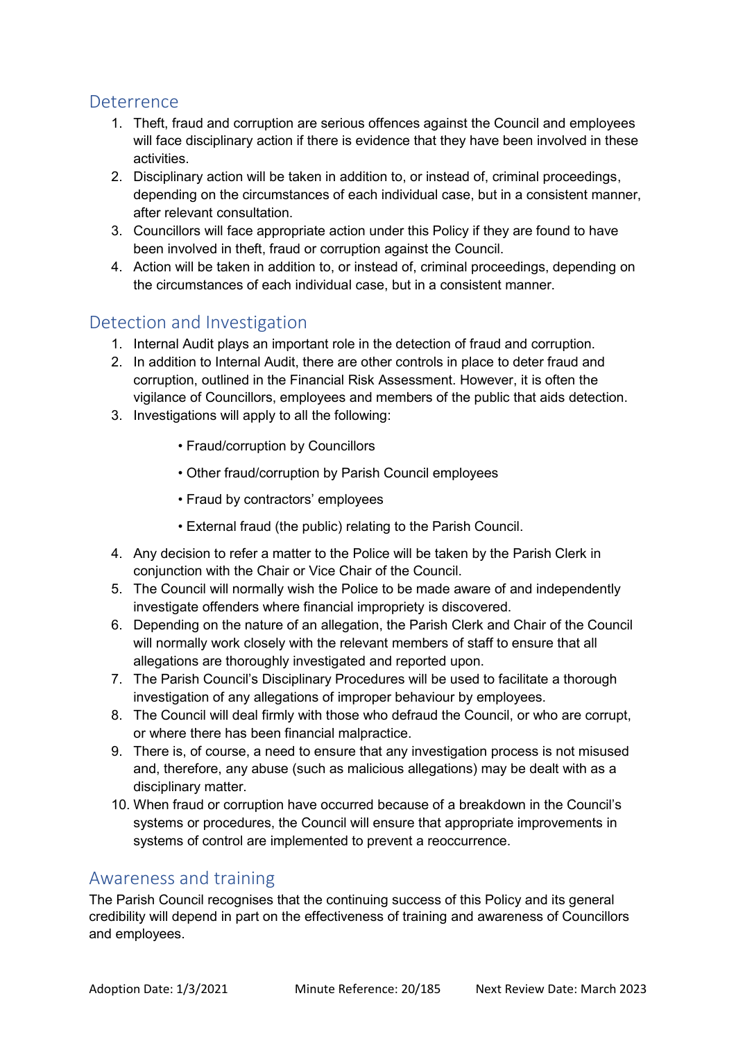## Deterrence

1. Theft, fraud and corruption are serious offences against the Council and employees will face disciplinary action if there is evidence that they have been involved in these activities.
2. Disciplinary action will be taken in addition to, or instead of, criminal proceedings, depending on the circumstances of each individual case, but in a consistent manner, after relevant consultation.
3. Councillors will face appropriate action under this Policy if they are found to have been involved in theft, fraud or corruption against the Council.
4. Action will be taken in addition to, or instead of, criminal proceedings, depending on the circumstances of each individual case, but in a consistent manner.

## Detection and Investigation

1. Internal Audit plays an important role in the detection of fraud and corruption.
2. In addition to Internal Audit, there are other controls in place to deter fraud and corruption, outlined in the Financial Risk Assessment. However, it is often the vigilance of Councillors, employees and members of the public that aids detection.
3. Investigations will apply to all the following:
    - Fraud/corruption by Councillors
    - Other fraud/corruption by Parish Council employees
    - Fraud by contractors' employees
    - External fraud (the public) relating to the Parish Council.
4. Any decision to refer a matter to the Police will be taken by the Parish Clerk in conjunction with the Chair or Vice Chair of the Council.
5. The Council will normally wish the Police to be made aware of and independently investigate offenders where financial impropriety is discovered.
6. Depending on the nature of an allegation, the Parish Clerk and Chair of the Council will normally work closely with the relevant members of staff to ensure that all allegations are thoroughly investigated and reported upon.
7. The Parish Council's Disciplinary Procedures will be used to facilitate a thorough investigation of any allegations of improper behaviour by employees.
8. The Council will deal firmly with those who defraud the Council, or who are corrupt, or where there has been financial malpractice.
9. There is, of course, a need to ensure that any investigation process is not misused and, therefore, any abuse (such as malicious allegations) may be dealt with as a disciplinary matter.
10. When fraud or corruption have occurred because of a breakdown in the Council's systems or procedures, the Council will ensure that appropriate improvements in systems of control are implemented to prevent a reoccurrence.

## Awareness and training

The Parish Council recognises that the continuing success of this Policy and its general credibility will depend in part on the effectiveness of training and awareness of Councillors and employees.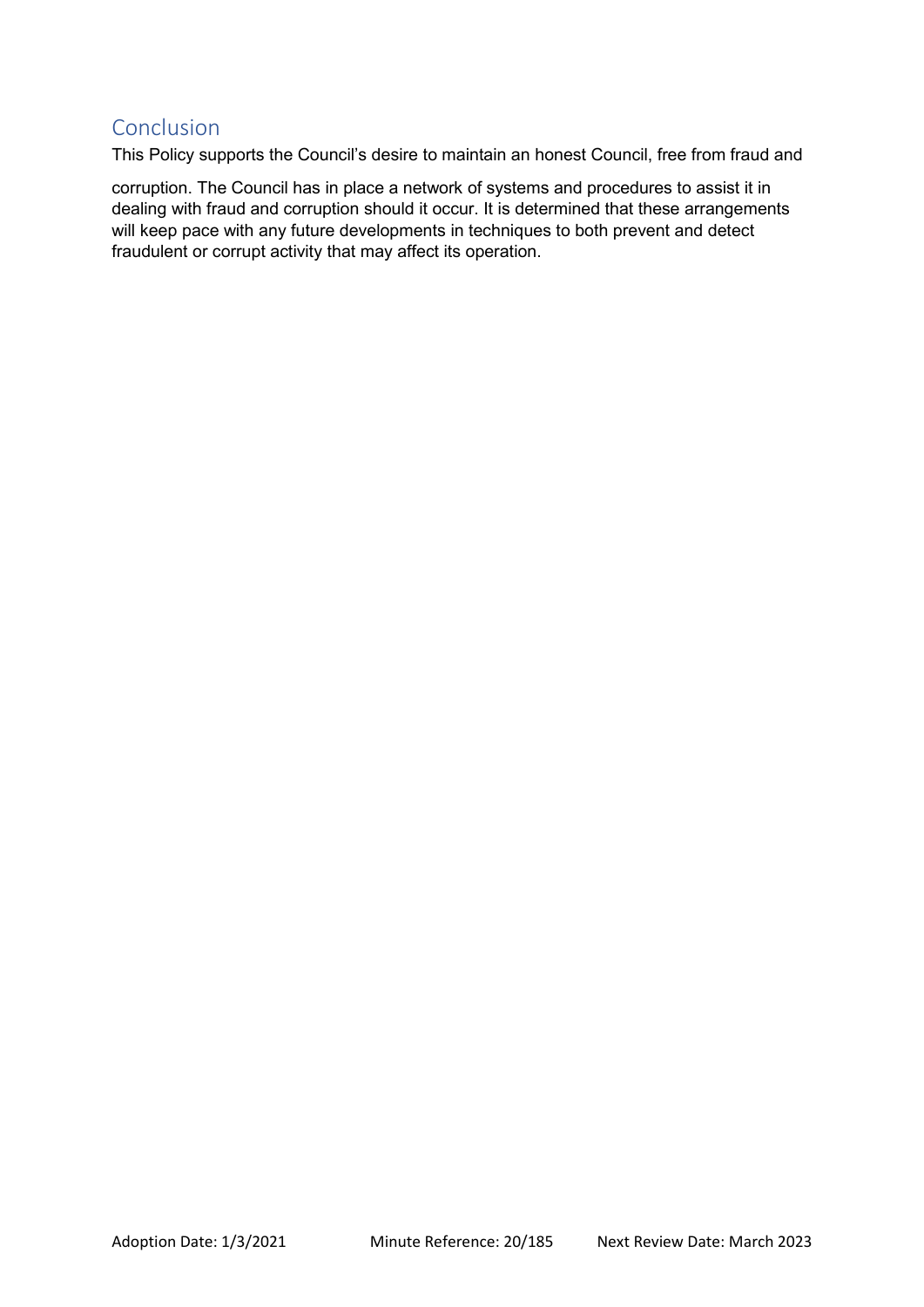## Conclusion

This Policy supports the Council's desire to maintain an honest Council, free from fraud and corruption. The Council has in place a network of systems and procedures to assist it in dealing with fraud and corruption should it occur. It is determined that these arrangements will keep pace with any future developments in techniques to both prevent and detect fraudulent or corrupt activity that may affect its operation.